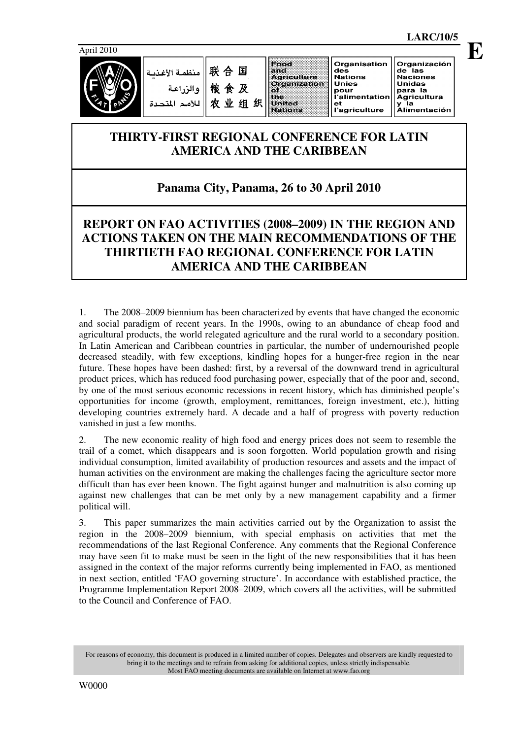LARC/10/5

April 2010

E

منظمة الأغذية والزراعة للأمم المتحدة | 联合国粮食及农业组织 | Food and Agriculture Organization of the United Nations | Organisation des Nations Unies pour l'alimentation et l'agriculture | Organización de las Naciones Unidas para la Agricultura y la Alimentación

# THIRTY-FIRST REGIONAL CONFERENCE FOR LATIN AMERICA AND THE CARIBBEAN

## Panama City, Panama, 26 to 30 April 2010

## REPORT ON FAO ACTIVITIES (2008–2009) IN THE REGION AND ACTIONS TAKEN ON THE MAIN RECOMMENDATIONS OF THE THIRTIETH FAO REGIONAL CONFERENCE FOR LATIN AMERICA AND THE CARIBBEAN

1. The 2008–2009 biennium has been characterized by events that have changed the economic and social paradigm of recent years. In the 1990s, owing to an abundance of cheap food and agricultural products, the world relegated agriculture and the rural world to a secondary position. In Latin American and Caribbean countries in particular, the number of undernourished people decreased steadily, with few exceptions, kindling hopes for a hunger-free region in the near future. These hopes have been dashed: first, by a reversal of the downward trend in agricultural product prices, which has reduced food purchasing power, especially that of the poor and, second, by one of the most serious economic recessions in recent history, which has diminished people's opportunities for income (growth, employment, remittances, foreign investment, etc.), hitting developing countries extremely hard. A decade and a half of progress with poverty reduction vanished in just a few months.

2. The new economic reality of high food and energy prices does not seem to resemble the trail of a comet, which disappears and is soon forgotten. World population growth and rising individual consumption, limited availability of production resources and assets and the impact of human activities on the environment are making the challenges facing the agriculture sector more difficult than has ever been known. The fight against hunger and malnutrition is also coming up against new challenges that can be met only by a new management capability and a firmer political will.

3. This paper summarizes the main activities carried out by the Organization to assist the region in the 2008–2009 biennium, with special emphasis on activities that met the recommendations of the last Regional Conference. Any comments that the Regional Conference may have seen fit to make must be seen in the light of the new responsibilities that it has been assigned in the context of the major reforms currently being implemented in FAO, as mentioned in next section, entitled 'FAO governing structure'. In accordance with established practice, the Programme Implementation Report 2008–2009, which covers all the activities, will be submitted to the Council and Conference of FAO.

For reasons of economy, this document is produced in a limited number of copies. Delegates and observers are kindly requested to bring it to the meetings and to refrain from asking for additional copies, unless strictly indispensable.
Most FAO meeting documents are available on Internet at www.fao.org

W0000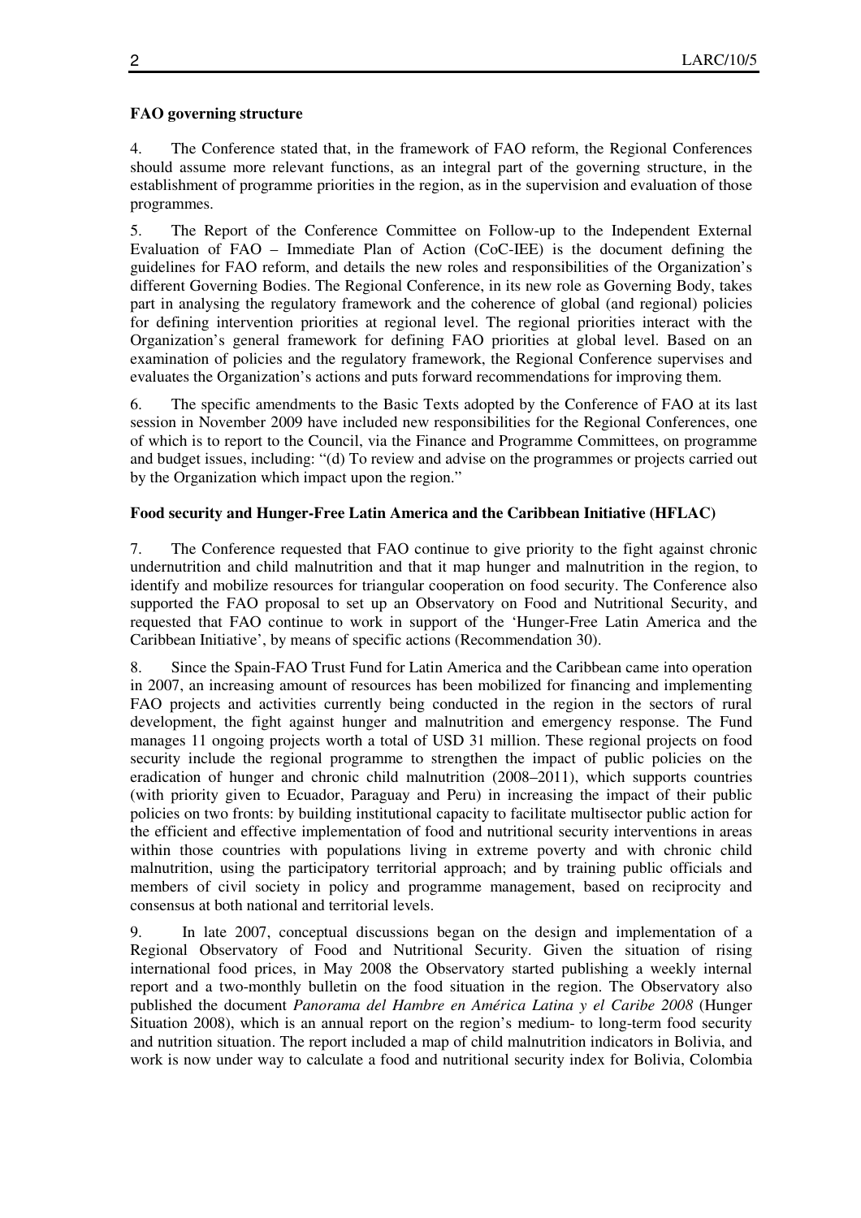**FAO governing structure**

4. The Conference stated that, in the framework of FAO reform, the Regional Conferences should assume more relevant functions, as an integral part of the governing structure, in the establishment of programme priorities in the region, as in the supervision and evaluation of those programmes.

5. The Report of the Conference Committee on Follow-up to the Independent External Evaluation of FAO – Immediate Plan of Action (CoC-IEE) is the document defining the guidelines for FAO reform, and details the new roles and responsibilities of the Organization's different Governing Bodies. The Regional Conference, in its new role as Governing Body, takes part in analysing the regulatory framework and the coherence of global (and regional) policies for defining intervention priorities at regional level. The regional priorities interact with the Organization's general framework for defining FAO priorities at global level. Based on an examination of policies and the regulatory framework, the Regional Conference supervises and evaluates the Organization's actions and puts forward recommendations for improving them.

6. The specific amendments to the Basic Texts adopted by the Conference of FAO at its last session in November 2009 have included new responsibilities for the Regional Conferences, one of which is to report to the Council, via the Finance and Programme Committees, on programme and budget issues, including: "(d) To review and advise on the programmes or projects carried out by the Organization which impact upon the region."

**Food security and Hunger-Free Latin America and the Caribbean Initiative (HFLAC)**

7. The Conference requested that FAO continue to give priority to the fight against chronic undernutrition and child malnutrition and that it map hunger and malnutrition in the region, to identify and mobilize resources for triangular cooperation on food security. The Conference also supported the FAO proposal to set up an Observatory on Food and Nutritional Security, and requested that FAO continue to work in support of the 'Hunger-Free Latin America and the Caribbean Initiative', by means of specific actions (Recommendation 30).

8. Since the Spain-FAO Trust Fund for Latin America and the Caribbean came into operation in 2007, an increasing amount of resources has been mobilized for financing and implementing FAO projects and activities currently being conducted in the region in the sectors of rural development, the fight against hunger and malnutrition and emergency response. The Fund manages 11 ongoing projects worth a total of USD 31 million. These regional projects on food security include the regional programme to strengthen the impact of public policies on the eradication of hunger and chronic child malnutrition (2008–2011), which supports countries (with priority given to Ecuador, Paraguay and Peru) in increasing the impact of their public policies on two fronts: by building institutional capacity to facilitate multisector public action for the efficient and effective implementation of food and nutritional security interventions in areas within those countries with populations living in extreme poverty and with chronic child malnutrition, using the participatory territorial approach; and by training public officials and members of civil society in policy and programme management, based on reciprocity and consensus at both national and territorial levels.

9. In late 2007, conceptual discussions began on the design and implementation of a Regional Observatory of Food and Nutritional Security. Given the situation of rising international food prices, in May 2008 the Observatory started publishing a weekly internal report and a two-monthly bulletin on the food situation in the region. The Observatory also published the document *Panorama del Hambre en América Latina y el Caribe 2008* (Hunger Situation 2008), which is an annual report on the region's medium- to long-term food security and nutrition situation. The report included a map of child malnutrition indicators in Bolivia, and work is now under way to calculate a food and nutritional security index for Bolivia, Colombia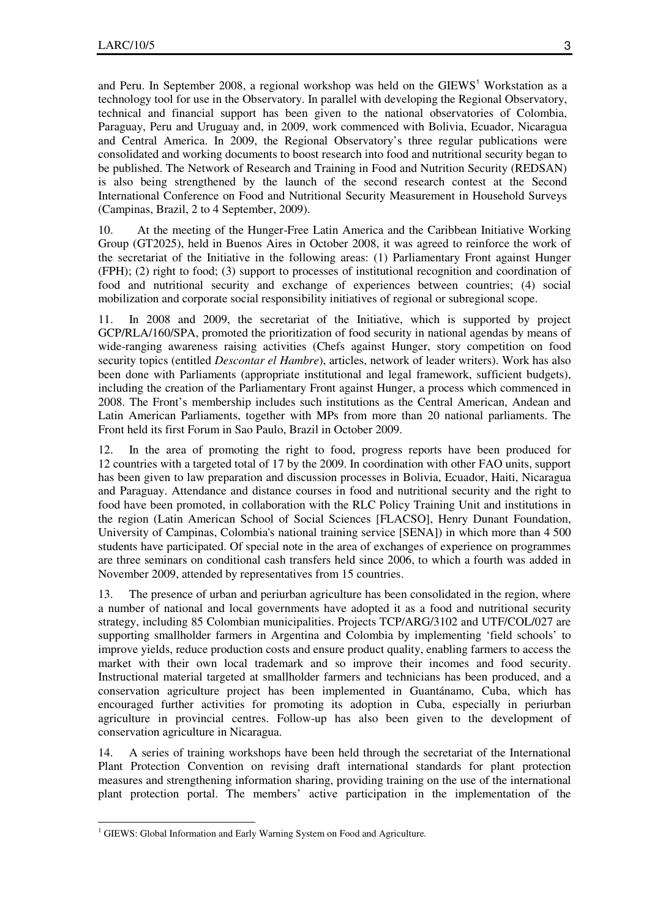and Peru. In September 2008, a regional workshop was held on the GIEWS[1] Workstation as a technology tool for use in the Observatory. In parallel with developing the Regional Observatory, technical and financial support has been given to the national observatories of Colombia, Paraguay, Peru and Uruguay and, in 2009, work commenced with Bolivia, Ecuador, Nicaragua and Central America. In 2009, the Regional Observatory's three regular publications were consolidated and working documents to boost research into food and nutritional security began to be published. The Network of Research and Training in Food and Nutrition Security (REDSAN) is also being strengthened by the launch of the second research contest at the Second International Conference on Food and Nutritional Security Measurement in Household Surveys (Campinas, Brazil, 2 to 4 September, 2009).

10. At the meeting of the Hunger-Free Latin America and the Caribbean Initiative Working Group (GT2025), held in Buenos Aires in October 2008, it was agreed to reinforce the work of the secretariat of the Initiative in the following areas: (1) Parliamentary Front against Hunger (FPH); (2) right to food; (3) support to processes of institutional recognition and coordination of food and nutritional security and exchange of experiences between countries; (4) social mobilization and corporate social responsibility initiatives of regional or subregional scope.

11. In 2008 and 2009, the secretariat of the Initiative, which is supported by project GCP/RLA/160/SPA, promoted the prioritization of food security in national agendas by means of wide-ranging awareness raising activities (Chefs against Hunger, story competition on food security topics (entitled *Descontar el Hambre*), articles, network of leader writers). Work has also been done with Parliaments (appropriate institutional and legal framework, sufficient budgets), including the creation of the Parliamentary Front against Hunger, a process which commenced in 2008. The Front's membership includes such institutions as the Central American, Andean and Latin American Parliaments, together with MPs from more than 20 national parliaments. The Front held its first Forum in Sao Paulo, Brazil in October 2009.

12. In the area of promoting the right to food, progress reports have been produced for 12 countries with a targeted total of 17 by the 2009. In coordination with other FAO units, support has been given to law preparation and discussion processes in Bolivia, Ecuador, Haiti, Nicaragua and Paraguay. Attendance and distance courses in food and nutritional security and the right to food have been promoted, in collaboration with the RLC Policy Training Unit and institutions in the region (Latin American School of Social Sciences [FLACSO], Henry Dunant Foundation, University of Campinas, Colombia's national training service [SENA]) in which more than 4 500 students have participated. Of special note in the area of exchanges of experience on programmes are three seminars on conditional cash transfers held since 2006, to which a fourth was added in November 2009, attended by representatives from 15 countries.

13. The presence of urban and periurban agriculture has been consolidated in the region, where a number of national and local governments have adopted it as a food and nutritional security strategy, including 85 Colombian municipalities. Projects TCP/ARG/3102 and UTF/COL/027 are supporting smallholder farmers in Argentina and Colombia by implementing 'field schools' to improve yields, reduce production costs and ensure product quality, enabling farmers to access the market with their own local trademark and so improve their incomes and food security. Instructional material targeted at smallholder farmers and technicians has been produced, and a conservation agriculture project has been implemented in Guantánamo, Cuba, which has encouraged further activities for promoting its adoption in Cuba, especially in periurban agriculture in provincial centres. Follow-up has also been given to the development of conservation agriculture in Nicaragua.

14. A series of training workshops have been held through the secretariat of the International Plant Protection Convention on revising draft international standards for plant protection measures and strengthening information sharing, providing training on the use of the international plant protection portal. The members' active participation in the implementation of the

[1] GIEWS: Global Information and Early Warning System on Food and Agriculture.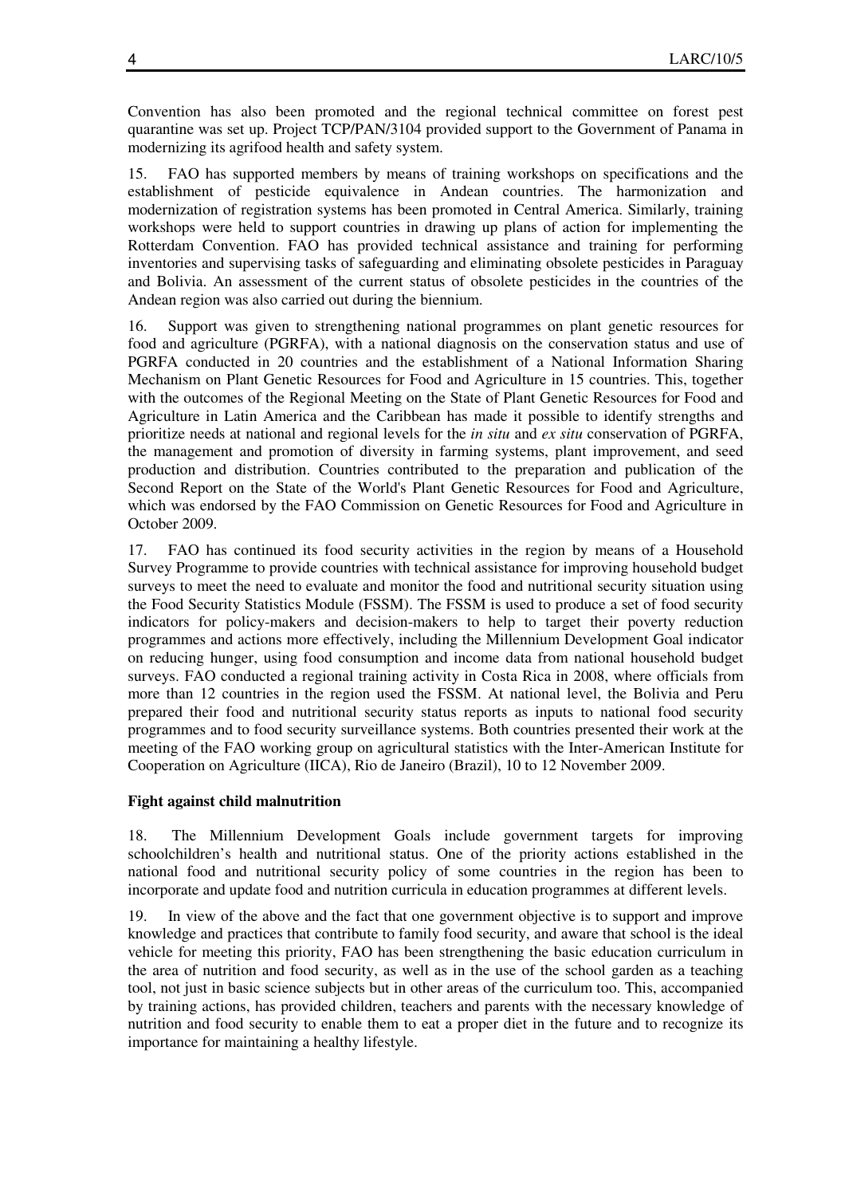Convention has also been promoted and the regional technical committee on forest pest quarantine was set up. Project TCP/PAN/3104 provided support to the Government of Panama in modernizing its agrifood health and safety system.

15. FAO has supported members by means of training workshops on specifications and the establishment of pesticide equivalence in Andean countries. The harmonization and modernization of registration systems has been promoted in Central America. Similarly, training workshops were held to support countries in drawing up plans of action for implementing the Rotterdam Convention. FAO has provided technical assistance and training for performing inventories and supervising tasks of safeguarding and eliminating obsolete pesticides in Paraguay and Bolivia. An assessment of the current status of obsolete pesticides in the countries of the Andean region was also carried out during the biennium.

16. Support was given to strengthening national programmes on plant genetic resources for food and agriculture (PGRFA), with a national diagnosis on the conservation status and use of PGRFA conducted in 20 countries and the establishment of a National Information Sharing Mechanism on Plant Genetic Resources for Food and Agriculture in 15 countries. This, together with the outcomes of the Regional Meeting on the State of Plant Genetic Resources for Food and Agriculture in Latin America and the Caribbean has made it possible to identify strengths and prioritize needs at national and regional levels for the *in situ* and *ex situ* conservation of PGRFA, the management and promotion of diversity in farming systems, plant improvement, and seed production and distribution. Countries contributed to the preparation and publication of the Second Report on the State of the World's Plant Genetic Resources for Food and Agriculture, which was endorsed by the FAO Commission on Genetic Resources for Food and Agriculture in October 2009.

17. FAO has continued its food security activities in the region by means of a Household Survey Programme to provide countries with technical assistance for improving household budget surveys to meet the need to evaluate and monitor the food and nutritional security situation using the Food Security Statistics Module (FSSM). The FSSM is used to produce a set of food security indicators for policy-makers and decision-makers to help to target their poverty reduction programmes and actions more effectively, including the Millennium Development Goal indicator on reducing hunger, using food consumption and income data from national household budget surveys. FAO conducted a regional training activity in Costa Rica in 2008, where officials from more than 12 countries in the region used the FSSM. At national level, the Bolivia and Peru prepared their food and nutritional security status reports as inputs to national food security programmes and to food security surveillance systems. Both countries presented their work at the meeting of the FAO working group on agricultural statistics with the Inter-American Institute for Cooperation on Agriculture (IICA), Rio de Janeiro (Brazil), 10 to 12 November 2009.

**Fight against child malnutrition**

18. The Millennium Development Goals include government targets for improving schoolchildren's health and nutritional status. One of the priority actions established in the national food and nutritional security policy of some countries in the region has been to incorporate and update food and nutrition curricula in education programmes at different levels.

19. In view of the above and the fact that one government objective is to support and improve knowledge and practices that contribute to family food security, and aware that school is the ideal vehicle for meeting this priority, FAO has been strengthening the basic education curriculum in the area of nutrition and food security, as well as in the use of the school garden as a teaching tool, not just in basic science subjects but in other areas of the curriculum too. This, accompanied by training actions, has provided children, teachers and parents with the necessary knowledge of nutrition and food security to enable them to eat a proper diet in the future and to recognize its importance for maintaining a healthy lifestyle.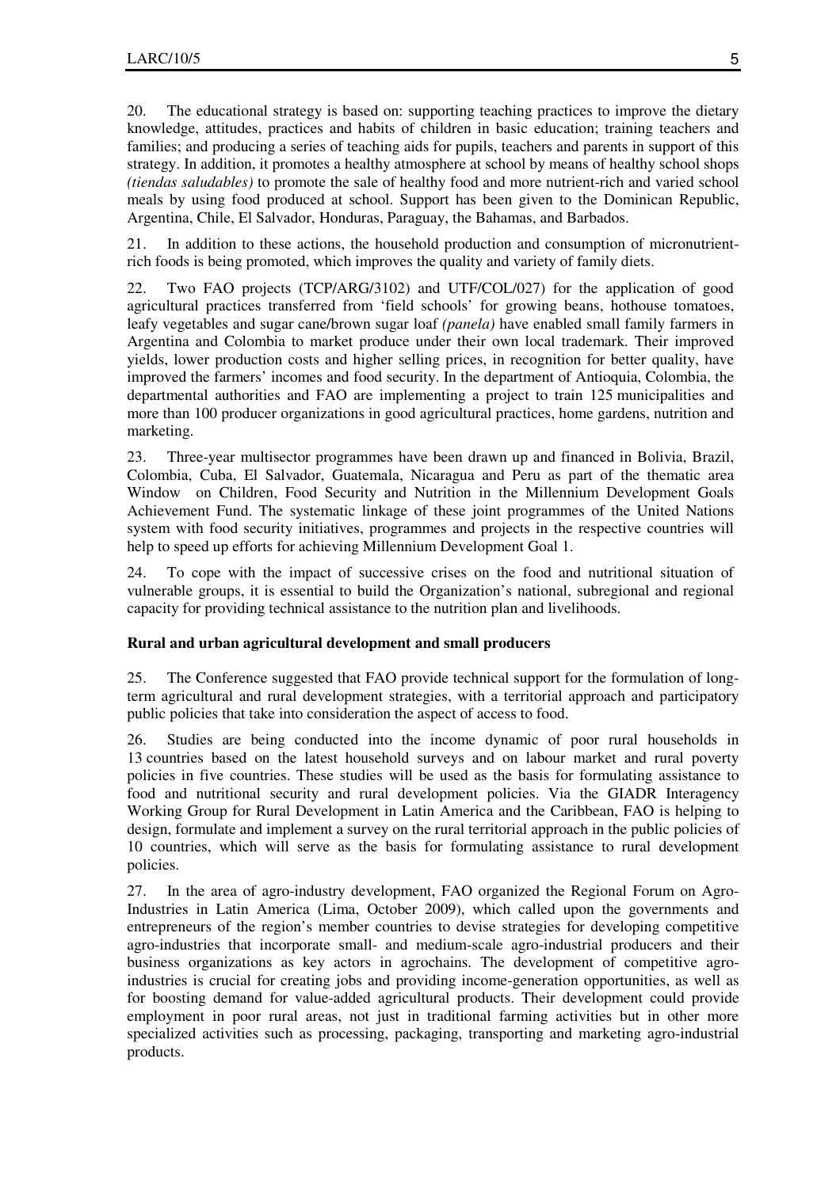20. The educational strategy is based on: supporting teaching practices to improve the dietary knowledge, attitudes, practices and habits of children in basic education; training teachers and families; and producing a series of teaching aids for pupils, teachers and parents in support of this strategy. In addition, it promotes a healthy atmosphere at school by means of healthy school shops *(tiendas saludables)* to promote the sale of healthy food and more nutrient-rich and varied school meals by using food produced at school. Support has been given to the Dominican Republic, Argentina, Chile, El Salvador, Honduras, Paraguay, the Bahamas, and Barbados.

21. In addition to these actions, the household production and consumption of micronutrient-rich foods is being promoted, which improves the quality and variety of family diets.

22. Two FAO projects (TCP/ARG/3102) and UTF/COL/027) for the application of good agricultural practices transferred from 'field schools' for growing beans, hothouse tomatoes, leafy vegetables and sugar cane/brown sugar loaf *(panela)* have enabled small family farmers in Argentina and Colombia to market produce under their own local trademark. Their improved yields, lower production costs and higher selling prices, in recognition for better quality, have improved the farmers' incomes and food security. In the department of Antioquia, Colombia, the departmental authorities and FAO are implementing a project to train 125 municipalities and more than 100 producer organizations in good agricultural practices, home gardens, nutrition and marketing.

23. Three-year multisector programmes have been drawn up and financed in Bolivia, Brazil, Colombia, Cuba, El Salvador, Guatemala, Nicaragua and Peru as part of the thematic area Window on Children, Food Security and Nutrition in the Millennium Development Goals Achievement Fund. The systematic linkage of these joint programmes of the United Nations system with food security initiatives, programmes and projects in the respective countries will help to speed up efforts for achieving Millennium Development Goal 1.

24. To cope with the impact of successive crises on the food and nutritional situation of vulnerable groups, it is essential to build the Organization's national, subregional and regional capacity for providing technical assistance to the nutrition plan and livelihoods.

**Rural and urban agricultural development and small producers**

25. The Conference suggested that FAO provide technical support for the formulation of long-term agricultural and rural development strategies, with a territorial approach and participatory public policies that take into consideration the aspect of access to food.

26. Studies are being conducted into the income dynamic of poor rural households in 13 countries based on the latest household surveys and on labour market and rural poverty policies in five countries. These studies will be used as the basis for formulating assistance to food and nutritional security and rural development policies. Via the GIADR Interagency Working Group for Rural Development in Latin America and the Caribbean, FAO is helping to design, formulate and implement a survey on the rural territorial approach in the public policies of 10 countries, which will serve as the basis for formulating assistance to rural development policies.

27. In the area of agro-industry development, FAO organized the Regional Forum on Agro-Industries in Latin America (Lima, October 2009), which called upon the governments and entrepreneurs of the region's member countries to devise strategies for developing competitive agro-industries that incorporate small- and medium-scale agro-industrial producers and their business organizations as key actors in agrochains. The development of competitive agro-industries is crucial for creating jobs and providing income-generation opportunities, as well as for boosting demand for value-added agricultural products. Their development could provide employment in poor rural areas, not just in traditional farming activities but in other more specialized activities such as processing, packaging, transporting and marketing agro-industrial products.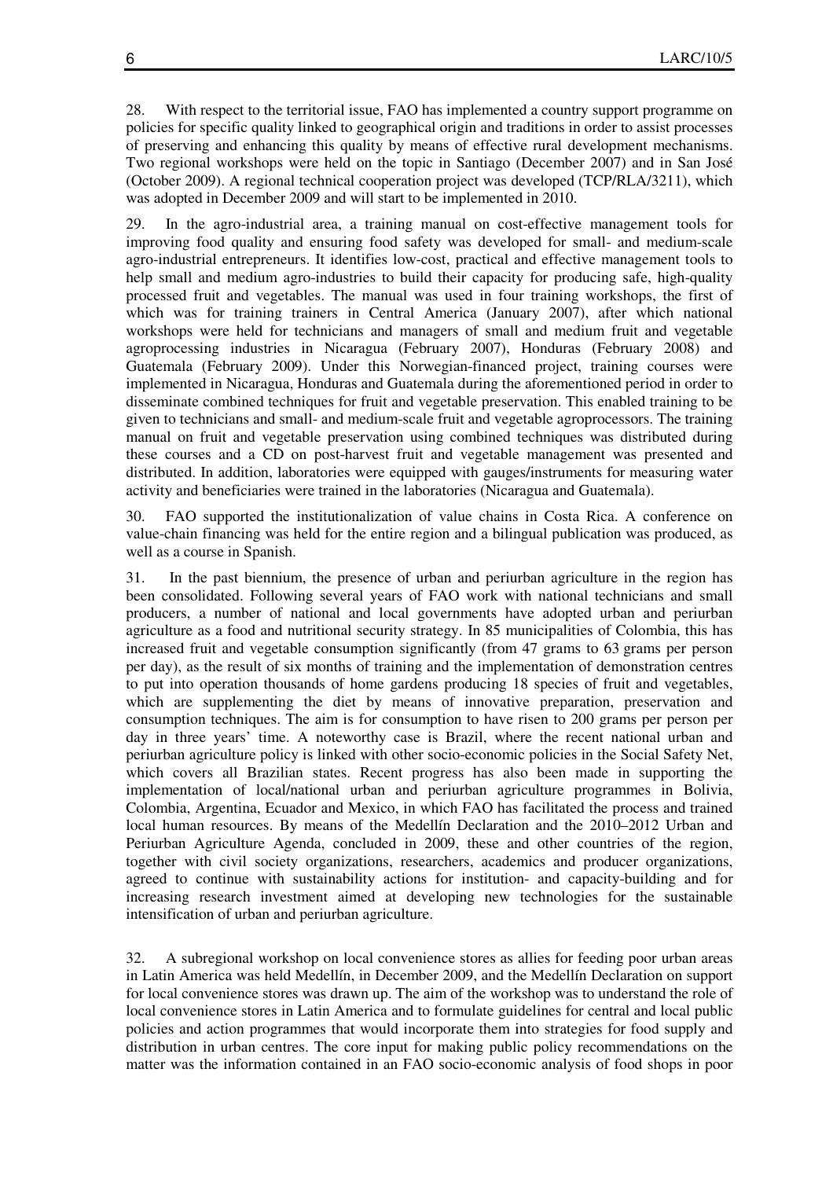28. With respect to the territorial issue, FAO has implemented a country support programme on policies for specific quality linked to geographical origin and traditions in order to assist processes of preserving and enhancing this quality by means of effective rural development mechanisms. Two regional workshops were held on the topic in Santiago (December 2007) and in San José (October 2009). A regional technical cooperation project was developed (TCP/RLA/3211), which was adopted in December 2009 and will start to be implemented in 2010.

29. In the agro-industrial area, a training manual on cost-effective management tools for improving food quality and ensuring food safety was developed for small- and medium-scale agro-industrial entrepreneurs. It identifies low-cost, practical and effective management tools to help small and medium agro-industries to build their capacity for producing safe, high-quality processed fruit and vegetables. The manual was used in four training workshops, the first of which was for training trainers in Central America (January 2007), after which national workshops were held for technicians and managers of small and medium fruit and vegetable agroprocessing industries in Nicaragua (February 2007), Honduras (February 2008) and Guatemala (February 2009). Under this Norwegian-financed project, training courses were implemented in Nicaragua, Honduras and Guatemala during the aforementioned period in order to disseminate combined techniques for fruit and vegetable preservation. This enabled training to be given to technicians and small- and medium-scale fruit and vegetable agroprocessors. The training manual on fruit and vegetable preservation using combined techniques was distributed during these courses and a CD on post-harvest fruit and vegetable management was presented and distributed. In addition, laboratories were equipped with gauges/instruments for measuring water activity and beneficiaries were trained in the laboratories (Nicaragua and Guatemala).

30. FAO supported the institutionalization of value chains in Costa Rica. A conference on value-chain financing was held for the entire region and a bilingual publication was produced, as well as a course in Spanish.

31. In the past biennium, the presence of urban and periurban agriculture in the region has been consolidated. Following several years of FAO work with national technicians and small producers, a number of national and local governments have adopted urban and periurban agriculture as a food and nutritional security strategy. In 85 municipalities of Colombia, this has increased fruit and vegetable consumption significantly (from 47 grams to 63 grams per person per day), as the result of six months of training and the implementation of demonstration centres to put into operation thousands of home gardens producing 18 species of fruit and vegetables, which are supplementing the diet by means of innovative preparation, preservation and consumption techniques. The aim is for consumption to have risen to 200 grams per person per day in three years' time. A noteworthy case is Brazil, where the recent national urban and periurban agriculture policy is linked with other socio-economic policies in the Social Safety Net, which covers all Brazilian states. Recent progress has also been made in supporting the implementation of local/national urban and periurban agriculture programmes in Bolivia, Colombia, Argentina, Ecuador and Mexico, in which FAO has facilitated the process and trained local human resources. By means of the Medellín Declaration and the 2010–2012 Urban and Periurban Agriculture Agenda, concluded in 2009, these and other countries of the region, together with civil society organizations, researchers, academics and producer organizations, agreed to continue with sustainability actions for institution- and capacity-building and for increasing research investment aimed at developing new technologies for the sustainable intensification of urban and periurban agriculture.

32. A subregional workshop on local convenience stores as allies for feeding poor urban areas in Latin America was held Medellín, in December 2009, and the Medellín Declaration on support for local convenience stores was drawn up. The aim of the workshop was to understand the role of local convenience stores in Latin America and to formulate guidelines for central and local public policies and action programmes that would incorporate them into strategies for food supply and distribution in urban centres. The core input for making public policy recommendations on the matter was the information contained in an FAO socio-economic analysis of food shops in poor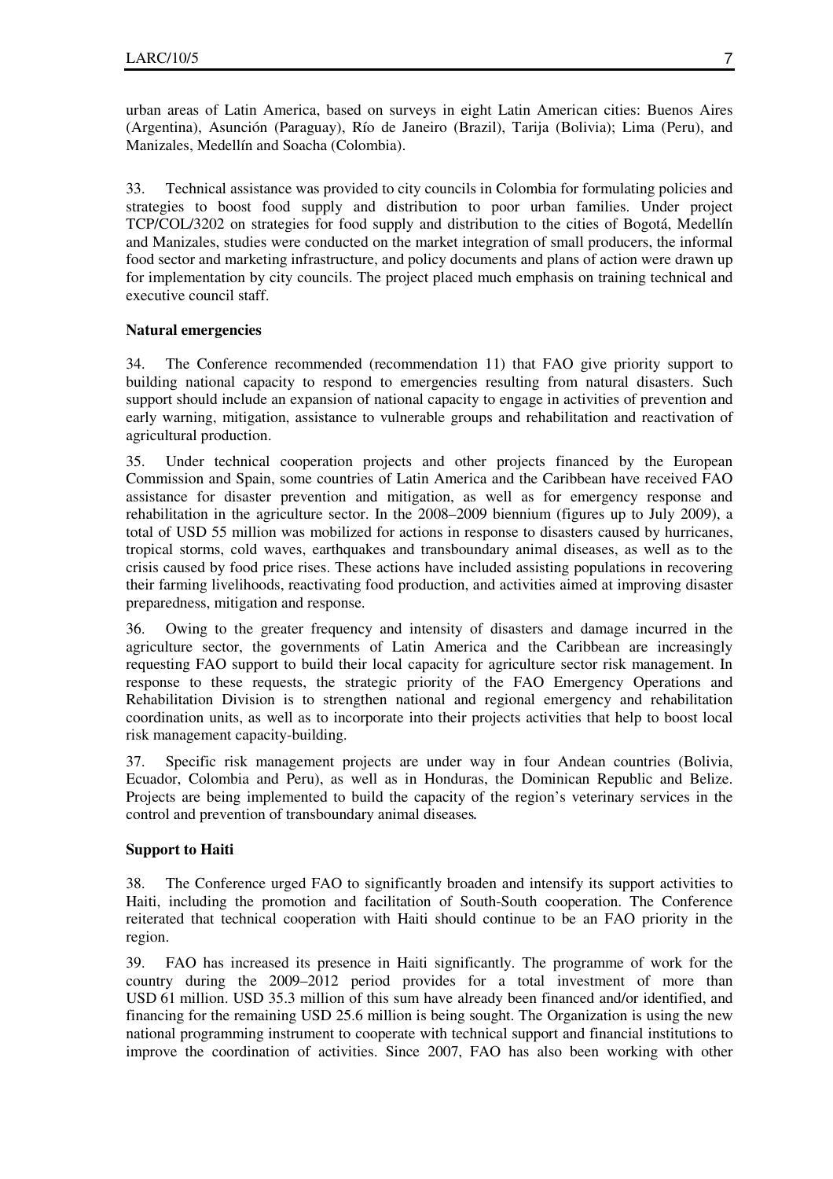urban areas of Latin America, based on surveys in eight Latin American cities: Buenos Aires (Argentina), Asunción (Paraguay), Río de Janeiro (Brazil), Tarija (Bolivia); Lima (Peru), and Manizales, Medellín and Soacha (Colombia).

33. Technical assistance was provided to city councils in Colombia for formulating policies and strategies to boost food supply and distribution to poor urban families. Under project TCP/COL/3202 on strategies for food supply and distribution to the cities of Bogotá, Medellín and Manizales, studies were conducted on the market integration of small producers, the informal food sector and marketing infrastructure, and policy documents and plans of action were drawn up for implementation by city councils. The project placed much emphasis on training technical and executive council staff.

**Natural emergencies**

34. The Conference recommended (recommendation 11) that FAO give priority support to building national capacity to respond to emergencies resulting from natural disasters. Such support should include an expansion of national capacity to engage in activities of prevention and early warning, mitigation, assistance to vulnerable groups and rehabilitation and reactivation of agricultural production.

35. Under technical cooperation projects and other projects financed by the European Commission and Spain, some countries of Latin America and the Caribbean have received FAO assistance for disaster prevention and mitigation, as well as for emergency response and rehabilitation in the agriculture sector. In the 2008–2009 biennium (figures up to July 2009), a total of USD 55 million was mobilized for actions in response to disasters caused by hurricanes, tropical storms, cold waves, earthquakes and transboundary animal diseases, as well as to the crisis caused by food price rises. These actions have included assisting populations in recovering their farming livelihoods, reactivating food production, and activities aimed at improving disaster preparedness, mitigation and response.

36. Owing to the greater frequency and intensity of disasters and damage incurred in the agriculture sector, the governments of Latin America and the Caribbean are increasingly requesting FAO support to build their local capacity for agriculture sector risk management. In response to these requests, the strategic priority of the FAO Emergency Operations and Rehabilitation Division is to strengthen national and regional emergency and rehabilitation coordination units, as well as to incorporate into their projects activities that help to boost local risk management capacity-building.

37. Specific risk management projects are under way in four Andean countries (Bolivia, Ecuador, Colombia and Peru), as well as in Honduras, the Dominican Republic and Belize. Projects are being implemented to build the capacity of the region's veterinary services in the control and prevention of transboundary animal diseases.

**Support to Haiti**

38. The Conference urged FAO to significantly broaden and intensify its support activities to Haiti, including the promotion and facilitation of South-South cooperation. The Conference reiterated that technical cooperation with Haiti should continue to be an FAO priority in the region.

39. FAO has increased its presence in Haiti significantly. The programme of work for the country during the 2009–2012 period provides for a total investment of more than USD 61 million. USD 35.3 million of this sum have already been financed and/or identified, and financing for the remaining USD 25.6 million is being sought. The Organization is using the new national programming instrument to cooperate with technical support and financial institutions to improve the coordination of activities. Since 2007, FAO has also been working with other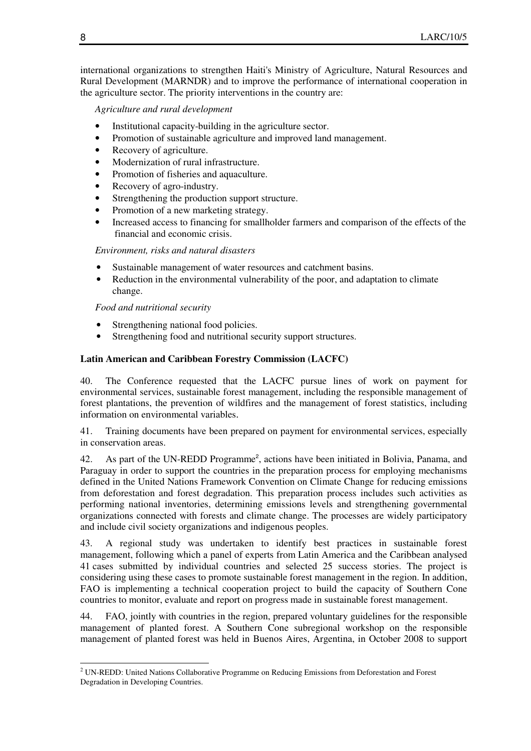international organizations to strengthen Haiti's Ministry of Agriculture, Natural Resources and Rural Development (MARNDR) and to improve the performance of international cooperation in the agriculture sector. The priority interventions in the country are:

*Agriculture and rural development*

- Institutional capacity-building in the agriculture sector.
- Promotion of sustainable agriculture and improved land management.
- Recovery of agriculture.
- Modernization of rural infrastructure.
- Promotion of fisheries and aquaculture.
- Recovery of agro-industry.
- Strengthening the production support structure.
- Promotion of a new marketing strategy.
- Increased access to financing for smallholder farmers and comparison of the effects of the financial and economic crisis.

*Environment, risks and natural disasters*

- Sustainable management of water resources and catchment basins.
- Reduction in the environmental vulnerability of the poor, and adaptation to climate change.

*Food and nutritional security*

- Strengthening national food policies.
- Strengthening food and nutritional security support structures.

**Latin American and Caribbean Forestry Commission (LACFC)**

40. The Conference requested that the LACFC pursue lines of work on payment for environmental services, sustainable forest management, including the responsible management of forest plantations, the prevention of wildfires and the management of forest statistics, including information on environmental variables.

41. Training documents have been prepared on payment for environmental services, especially in conservation areas.

42. As part of the UN-REDD Programme[2], actions have been initiated in Bolivia, Panama, and Paraguay in order to support the countries in the preparation process for employing mechanisms defined in the United Nations Framework Convention on Climate Change for reducing emissions from deforestation and forest degradation. This preparation process includes such activities as performing national inventories, determining emissions levels and strengthening governmental organizations connected with forests and climate change. The processes are widely participatory and include civil society organizations and indigenous peoples.

43. A regional study was undertaken to identify best practices in sustainable forest management, following which a panel of experts from Latin America and the Caribbean analysed 41 cases submitted by individual countries and selected 25 success stories. The project is considering using these cases to promote sustainable forest management in the region. In addition, FAO is implementing a technical cooperation project to build the capacity of Southern Cone countries to monitor, evaluate and report on progress made in sustainable forest management.

44. FAO, jointly with countries in the region, prepared voluntary guidelines for the responsible management of planted forest. A Southern Cone subregional workshop on the responsible management of planted forest was held in Buenos Aires, Argentina, in October 2008 to support

[2] UN-REDD: United Nations Collaborative Programme on Reducing Emissions from Deforestation and Forest Degradation in Developing Countries.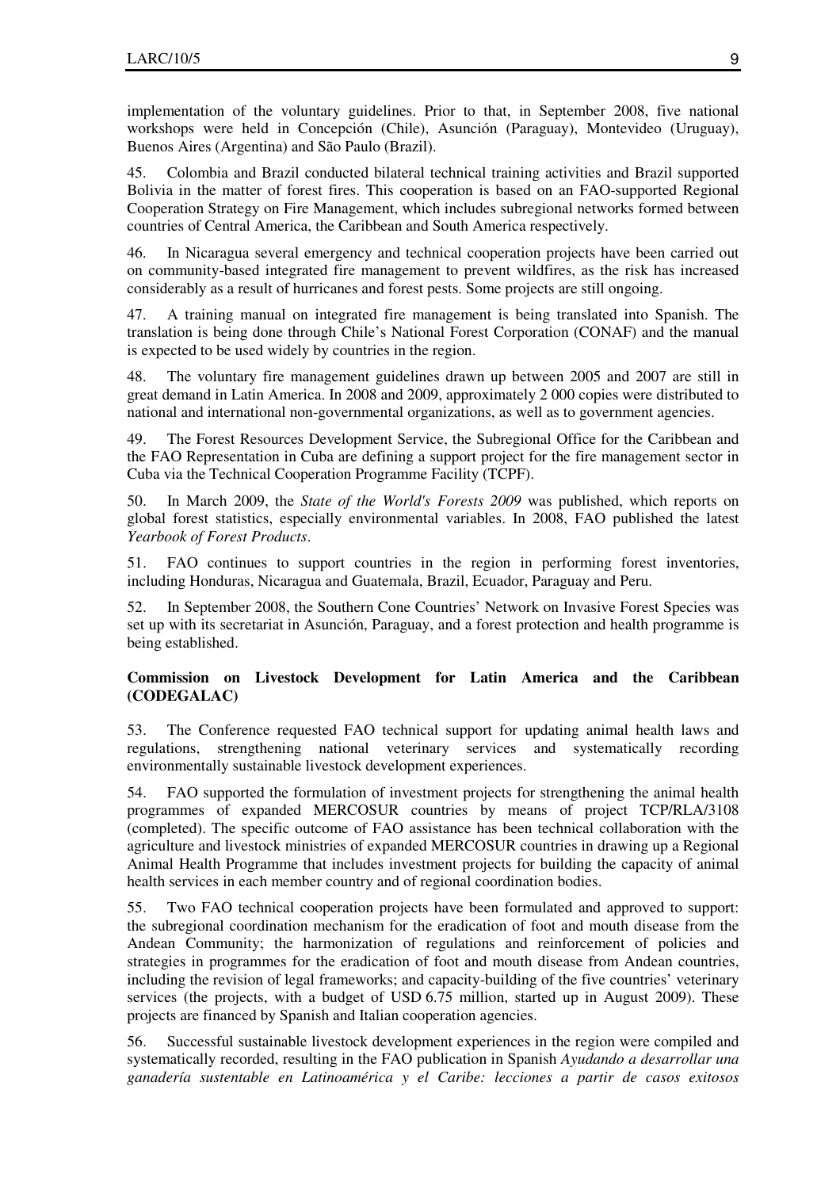implementation of the voluntary guidelines. Prior to that, in September 2008, five national workshops were held in Concepción (Chile), Asunción (Paraguay), Montevideo (Uruguay), Buenos Aires (Argentina) and São Paulo (Brazil).

45. Colombia and Brazil conducted bilateral technical training activities and Brazil supported Bolivia in the matter of forest fires. This cooperation is based on an FAO-supported Regional Cooperation Strategy on Fire Management, which includes subregional networks formed between countries of Central America, the Caribbean and South America respectively.

46. In Nicaragua several emergency and technical cooperation projects have been carried out on community-based integrated fire management to prevent wildfires, as the risk has increased considerably as a result of hurricanes and forest pests. Some projects are still ongoing.

47. A training manual on integrated fire management is being translated into Spanish. The translation is being done through Chile's National Forest Corporation (CONAF) and the manual is expected to be used widely by countries in the region.

48. The voluntary fire management guidelines drawn up between 2005 and 2007 are still in great demand in Latin America. In 2008 and 2009, approximately 2 000 copies were distributed to national and international non-governmental organizations, as well as to government agencies.

49. The Forest Resources Development Service, the Subregional Office for the Caribbean and the FAO Representation in Cuba are defining a support project for the fire management sector in Cuba via the Technical Cooperation Programme Facility (TCPF).

50. In March 2009, the *State of the World's Forests 2009* was published, which reports on global forest statistics, especially environmental variables. In 2008, FAO published the latest *Yearbook of Forest Products*.

51. FAO continues to support countries in the region in performing forest inventories, including Honduras, Nicaragua and Guatemala, Brazil, Ecuador, Paraguay and Peru.

52. In September 2008, the Southern Cone Countries' Network on Invasive Forest Species was set up with its secretariat in Asunción, Paraguay, and a forest protection and health programme is being established.

**Commission on Livestock Development for Latin America and the Caribbean (CODEGALAC)**

53. The Conference requested FAO technical support for updating animal health laws and regulations, strengthening national veterinary services and systematically recording environmentally sustainable livestock development experiences.

54. FAO supported the formulation of investment projects for strengthening the animal health programmes of expanded MERCOSUR countries by means of project TCP/RLA/3108 (completed). The specific outcome of FAO assistance has been technical collaboration with the agriculture and livestock ministries of expanded MERCOSUR countries in drawing up a Regional Animal Health Programme that includes investment projects for building the capacity of animal health services in each member country and of regional coordination bodies.

55. Two FAO technical cooperation projects have been formulated and approved to support: the subregional coordination mechanism for the eradication of foot and mouth disease from the Andean Community; the harmonization of regulations and reinforcement of policies and strategies in programmes for the eradication of foot and mouth disease from Andean countries, including the revision of legal frameworks; and capacity-building of the five countries' veterinary services (the projects, with a budget of USD 6.75 million, started up in August 2009). These projects are financed by Spanish and Italian cooperation agencies.

56. Successful sustainable livestock development experiences in the region were compiled and systematically recorded, resulting in the FAO publication in Spanish *Ayudando a desarrollar una ganadería sustentable en Latinoamérica y el Caribe: lecciones a partir de casos exitosos*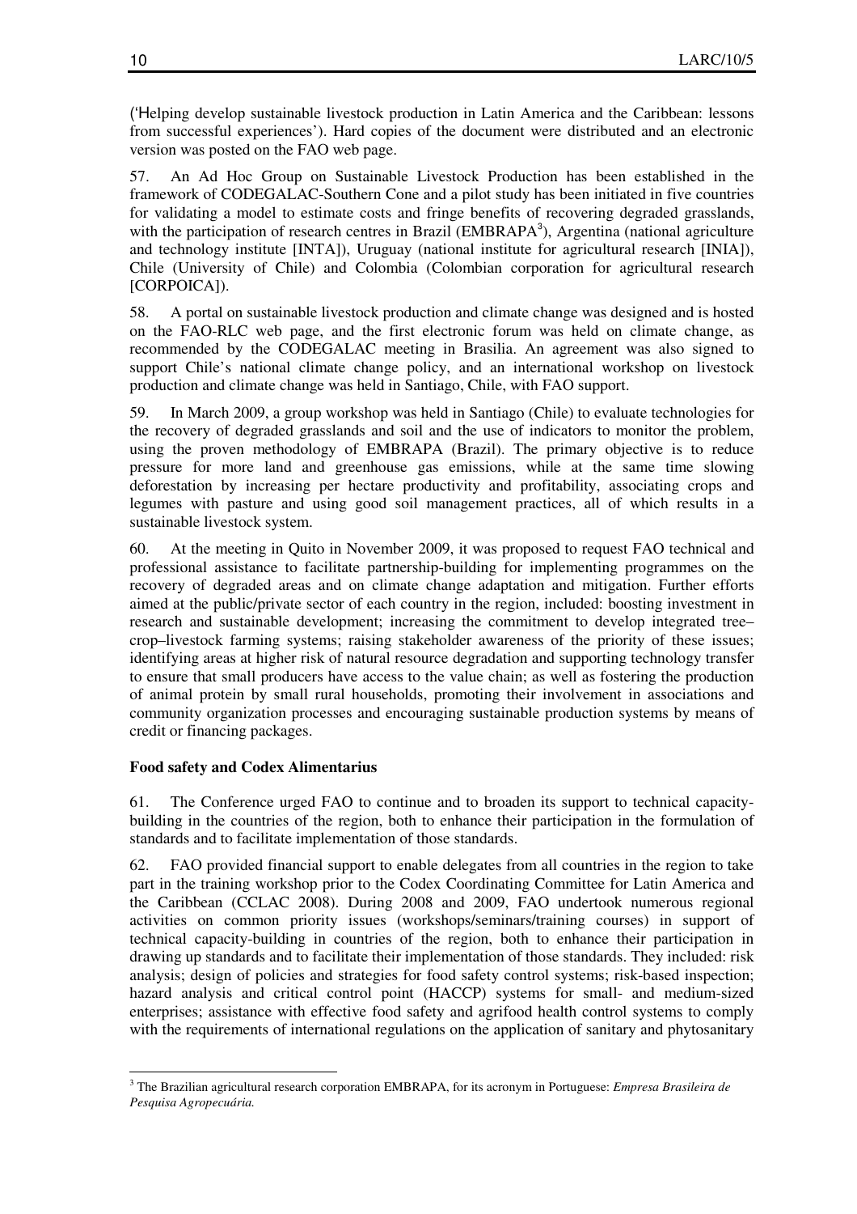('Helping develop sustainable livestock production in Latin America and the Caribbean: lessons from successful experiences'). Hard copies of the document were distributed and an electronic version was posted on the FAO web page.

57. An Ad Hoc Group on Sustainable Livestock Production has been established in the framework of CODEGALAC-Southern Cone and a pilot study has been initiated in five countries for validating a model to estimate costs and fringe benefits of recovering degraded grasslands, with the participation of research centres in Brazil (EMBRAPA[3]), Argentina (national agriculture and technology institute [INTA]), Uruguay (national institute for agricultural research [INIA]), Chile (University of Chile) and Colombia (Colombian corporation for agricultural research [CORPOICA]).

58. A portal on sustainable livestock production and climate change was designed and is hosted on the FAO-RLC web page, and the first electronic forum was held on climate change, as recommended by the CODEGALAC meeting in Brasilia. An agreement was also signed to support Chile's national climate change policy, and an international workshop on livestock production and climate change was held in Santiago, Chile, with FAO support.

59. In March 2009, a group workshop was held in Santiago (Chile) to evaluate technologies for the recovery of degraded grasslands and soil and the use of indicators to monitor the problem, using the proven methodology of EMBRAPA (Brazil). The primary objective is to reduce pressure for more land and greenhouse gas emissions, while at the same time slowing deforestation by increasing per hectare productivity and profitability, associating crops and legumes with pasture and using good soil management practices, all of which results in a sustainable livestock system.

60. At the meeting in Quito in November 2009, it was proposed to request FAO technical and professional assistance to facilitate partnership-building for implementing programmes on the recovery of degraded areas and on climate change adaptation and mitigation. Further efforts aimed at the public/private sector of each country in the region, included: boosting investment in research and sustainable development; increasing the commitment to develop integrated tree–crop–livestock farming systems; raising stakeholder awareness of the priority of these issues; identifying areas at higher risk of natural resource degradation and supporting technology transfer to ensure that small producers have access to the value chain; as well as fostering the production of animal protein by small rural households, promoting their involvement in associations and community organization processes and encouraging sustainable production systems by means of credit or financing packages.

**Food safety and Codex Alimentarius**

61. The Conference urged FAO to continue and to broaden its support to technical capacity-building in the countries of the region, both to enhance their participation in the formulation of standards and to facilitate implementation of those standards.

62. FAO provided financial support to enable delegates from all countries in the region to take part in the training workshop prior to the Codex Coordinating Committee for Latin America and the Caribbean (CCLAC 2008). During 2008 and 2009, FAO undertook numerous regional activities on common priority issues (workshops/seminars/training courses) in support of technical capacity-building in countries of the region, both to enhance their participation in drawing up standards and to facilitate their implementation of those standards. They included: risk analysis; design of policies and strategies for food safety control systems; risk-based inspection; hazard analysis and critical control point (HACCP) systems for small- and medium-sized enterprises; assistance with effective food safety and agrifood health control systems to comply with the requirements of international regulations on the application of sanitary and phytosanitary

---

[3] The Brazilian agricultural research corporation EMBRAPA, for its acronym in Portuguese: *Empresa Brasileira de Pesquisa Agropecuária.*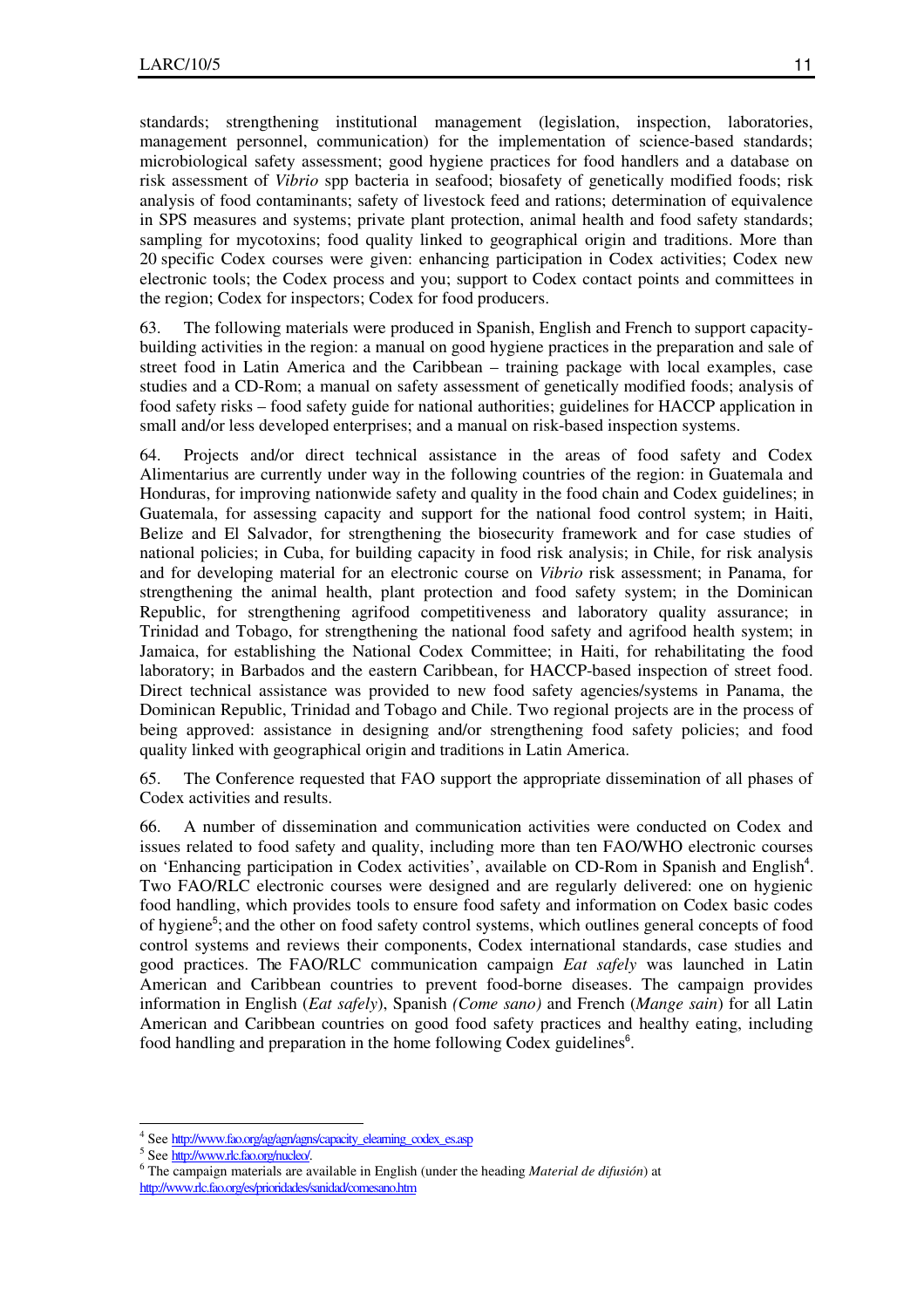standards; strengthening institutional management (legislation, inspection, laboratories, management personnel, communication) for the implementation of science-based standards; microbiological safety assessment; good hygiene practices for food handlers and a database on risk assessment of *Vibrio* spp bacteria in seafood; biosafety of genetically modified foods; risk analysis of food contaminants; safety of livestock feed and rations; determination of equivalence in SPS measures and systems; private plant protection, animal health and food safety standards; sampling for mycotoxins; food quality linked to geographical origin and traditions. More than 20 specific Codex courses were given: enhancing participation in Codex activities; Codex new electronic tools; the Codex process and you; support to Codex contact points and committees in the region; Codex for inspectors; Codex for food producers.

63. The following materials were produced in Spanish, English and French to support capacity-building activities in the region: a manual on good hygiene practices in the preparation and sale of street food in Latin America and the Caribbean – training package with local examples, case studies and a CD-Rom; a manual on safety assessment of genetically modified foods; analysis of food safety risks – food safety guide for national authorities; guidelines for HACCP application in small and/or less developed enterprises; and a manual on risk-based inspection systems.

64. Projects and/or direct technical assistance in the areas of food safety and Codex Alimentarius are currently under way in the following countries of the region: in Guatemala and Honduras, for improving nationwide safety and quality in the food chain and Codex guidelines; in Guatemala, for assessing capacity and support for the national food control system; in Haiti, Belize and El Salvador, for strengthening the biosecurity framework and for case studies of national policies; in Cuba, for building capacity in food risk analysis; in Chile, for risk analysis and for developing material for an electronic course on *Vibrio* risk assessment; in Panama, for strengthening the animal health, plant protection and food safety system; in the Dominican Republic, for strengthening agrifood competitiveness and laboratory quality assurance; in Trinidad and Tobago, for strengthening the national food safety and agrifood health system; in Jamaica, for establishing the National Codex Committee; in Haiti, for rehabilitating the food laboratory; in Barbados and the eastern Caribbean, for HACCP-based inspection of street food. Direct technical assistance was provided to new food safety agencies/systems in Panama, the Dominican Republic, Trinidad and Tobago and Chile. Two regional projects are in the process of being approved: assistance in designing and/or strengthening food safety policies; and food quality linked with geographical origin and traditions in Latin America.

65. The Conference requested that FAO support the appropriate dissemination of all phases of Codex activities and results.

66. A number of dissemination and communication activities were conducted on Codex and issues related to food safety and quality, including more than ten FAO/WHO electronic courses on 'Enhancing participation in Codex activities', available on CD-Rom in Spanish and English[4]. Two FAO/RLC electronic courses were designed and are regularly delivered: one on hygienic food handling, which provides tools to ensure food safety and information on Codex basic codes of hygiene[5]; and the other on food safety control systems, which outlines general concepts of food control systems and reviews their components, Codex international standards, case studies and good practices. The FAO/RLC communication campaign *Eat safely* was launched in Latin American and Caribbean countries to prevent food-borne diseases. The campaign provides information in English (*Eat safely*), Spanish *(Come sano)* and French (*Mange sain*) for all Latin American and Caribbean countries on good food safety practices and healthy eating, including food handling and preparation in the home following Codex guidelines[6].

---

[4] See http://www.fao.org/ag/agn/agns/capacity_elearning_codex_es.asp

[5] See http://www.rlc.fao.org/nucleo/.

[6] The campaign materials are available in English (under the heading *Material de difusión*) at http://www.rlc.fao.org/es/prioridades/sanidad/comesano.htm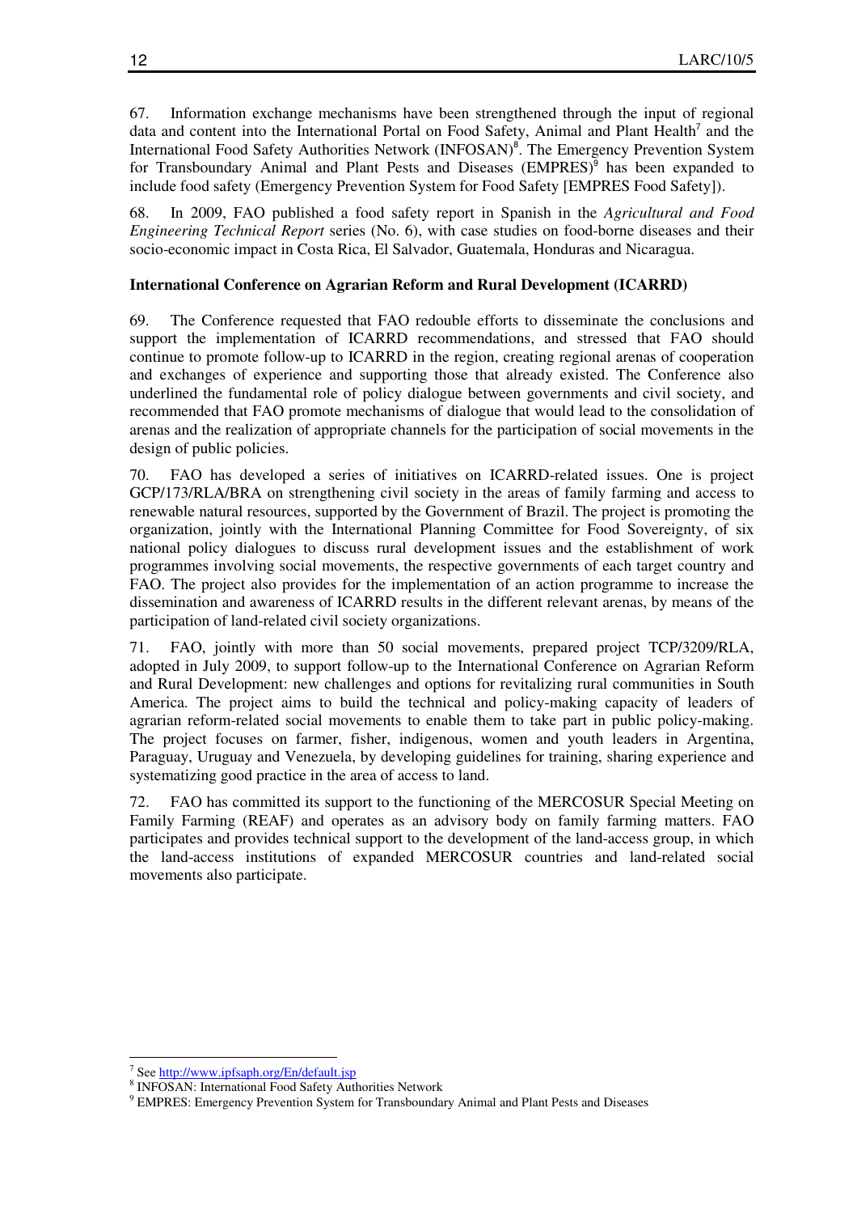67. Information exchange mechanisms have been strengthened through the input of regional data and content into the International Portal on Food Safety, Animal and Plant Health[7] and the International Food Safety Authorities Network (INFOSAN)[8]. The Emergency Prevention System for Transboundary Animal and Plant Pests and Diseases (EMPRES)[9] has been expanded to include food safety (Emergency Prevention System for Food Safety [EMPRES Food Safety]).

68. In 2009, FAO published a food safety report in Spanish in the *Agricultural and Food Engineering Technical Report* series (No. 6), with case studies on food-borne diseases and their socio-economic impact in Costa Rica, El Salvador, Guatemala, Honduras and Nicaragua.

**International Conference on Agrarian Reform and Rural Development (ICARRD)**

69. The Conference requested that FAO redouble efforts to disseminate the conclusions and support the implementation of ICARRD recommendations, and stressed that FAO should continue to promote follow-up to ICARRD in the region, creating regional arenas of cooperation and exchanges of experience and supporting those that already existed. The Conference also underlined the fundamental role of policy dialogue between governments and civil society, and recommended that FAO promote mechanisms of dialogue that would lead to the consolidation of arenas and the realization of appropriate channels for the participation of social movements in the design of public policies.

70. FAO has developed a series of initiatives on ICARRD-related issues. One is project GCP/173/RLA/BRA on strengthening civil society in the areas of family farming and access to renewable natural resources, supported by the Government of Brazil. The project is promoting the organization, jointly with the International Planning Committee for Food Sovereignty, of six national policy dialogues to discuss rural development issues and the establishment of work programmes involving social movements, the respective governments of each target country and FAO. The project also provides for the implementation of an action programme to increase the dissemination and awareness of ICARRD results in the different relevant arenas, by means of the participation of land-related civil society organizations.

71. FAO, jointly with more than 50 social movements, prepared project TCP/3209/RLA, adopted in July 2009, to support follow-up to the International Conference on Agrarian Reform and Rural Development: new challenges and options for revitalizing rural communities in South America. The project aims to build the technical and policy-making capacity of leaders of agrarian reform-related social movements to enable them to take part in public policy-making. The project focuses on farmer, fisher, indigenous, women and youth leaders in Argentina, Paraguay, Uruguay and Venezuela, by developing guidelines for training, sharing experience and systematizing good practice in the area of access to land.

72. FAO has committed its support to the functioning of the MERCOSUR Special Meeting on Family Farming (REAF) and operates as an advisory body on family farming matters. FAO participates and provides technical support to the development of the land-access group, in which the land-access institutions of expanded MERCOSUR countries and land-related social movements also participate.

---

[7] See http://www.ipfsaph.org/En/default.jsp

[8] INFOSAN: International Food Safety Authorities Network

[9] EMPRES: Emergency Prevention System for Transboundary Animal and Plant Pests and Diseases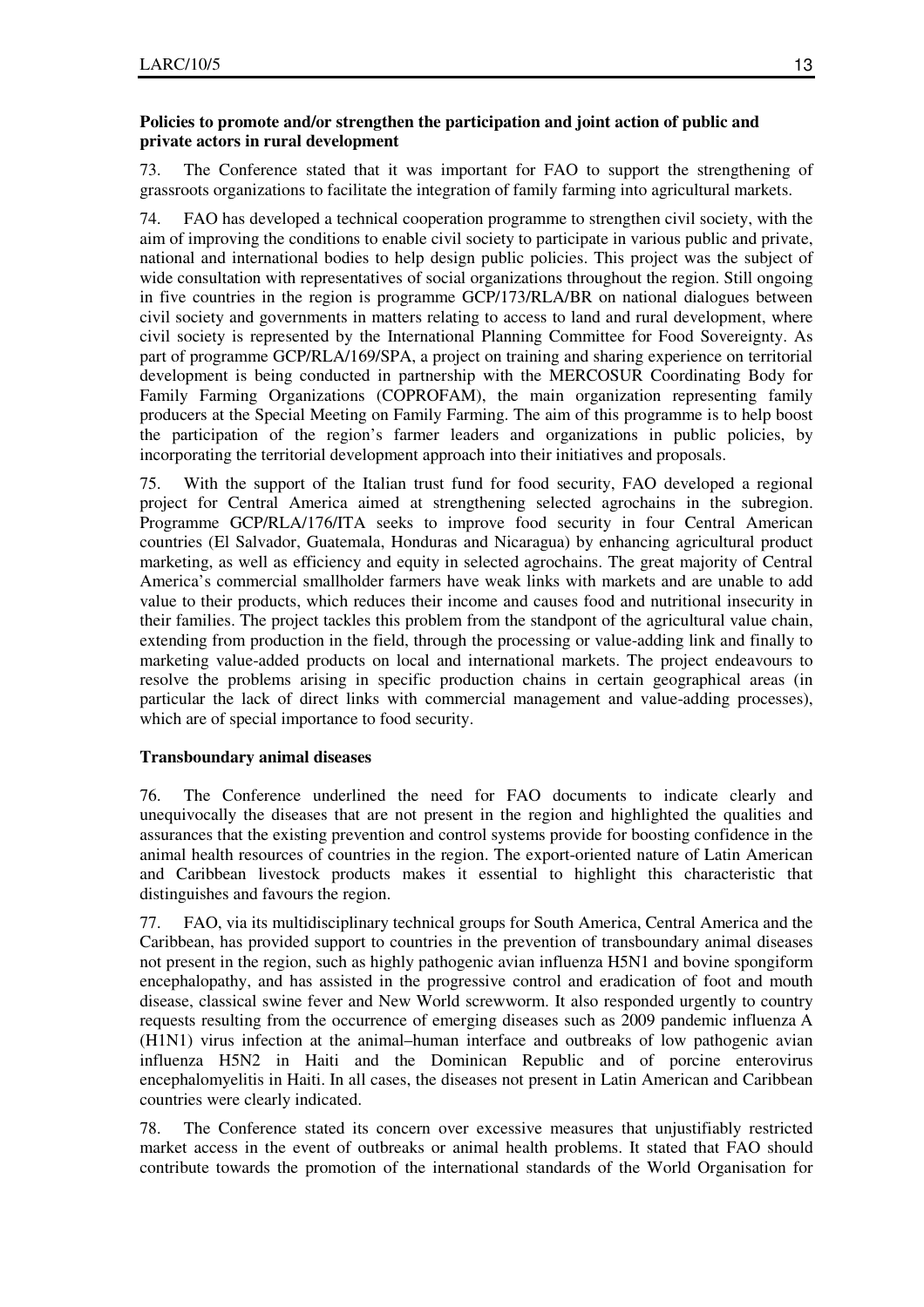**Policies to promote and/or strengthen the participation and joint action of public and private actors in rural development**

73. The Conference stated that it was important for FAO to support the strengthening of grassroots organizations to facilitate the integration of family farming into agricultural markets.

74. FAO has developed a technical cooperation programme to strengthen civil society, with the aim of improving the conditions to enable civil society to participate in various public and private, national and international bodies to help design public policies. This project was the subject of wide consultation with representatives of social organizations throughout the region. Still ongoing in five countries in the region is programme GCP/173/RLA/BR on national dialogues between civil society and governments in matters relating to access to land and rural development, where civil society is represented by the International Planning Committee for Food Sovereignty. As part of programme GCP/RLA/169/SPA, a project on training and sharing experience on territorial development is being conducted in partnership with the MERCOSUR Coordinating Body for Family Farming Organizations (COPROFAM), the main organization representing family producers at the Special Meeting on Family Farming. The aim of this programme is to help boost the participation of the region's farmer leaders and organizations in public policies, by incorporating the territorial development approach into their initiatives and proposals.

75. With the support of the Italian trust fund for food security, FAO developed a regional project for Central America aimed at strengthening selected agrochains in the subregion. Programme GCP/RLA/176/ITA seeks to improve food security in four Central American countries (El Salvador, Guatemala, Honduras and Nicaragua) by enhancing agricultural product marketing, as well as efficiency and equity in selected agrochains. The great majority of Central America's commercial smallholder farmers have weak links with markets and are unable to add value to their products, which reduces their income and causes food and nutritional insecurity in their families. The project tackles this problem from the standpont of the agricultural value chain, extending from production in the field, through the processing or value-adding link and finally to marketing value-added products on local and international markets. The project endeavours to resolve the problems arising in specific production chains in certain geographical areas (in particular the lack of direct links with commercial management and value-adding processes), which are of special importance to food security.

**Transboundary animal diseases**

76. The Conference underlined the need for FAO documents to indicate clearly and unequivocally the diseases that are not present in the region and highlighted the qualities and assurances that the existing prevention and control systems provide for boosting confidence in the animal health resources of countries in the region. The export-oriented nature of Latin American and Caribbean livestock products makes it essential to highlight this characteristic that distinguishes and favours the region.

77. FAO, via its multidisciplinary technical groups for South America, Central America and the Caribbean, has provided support to countries in the prevention of transboundary animal diseases not present in the region, such as highly pathogenic avian influenza H5N1 and bovine spongiform encephalopathy, and has assisted in the progressive control and eradication of foot and mouth disease, classical swine fever and New World screwworm. It also responded urgently to country requests resulting from the occurrence of emerging diseases such as 2009 pandemic influenza A (H1N1) virus infection at the animal–human interface and outbreaks of low pathogenic avian influenza H5N2 in Haiti and the Dominican Republic and of porcine enterovirus encephalomyelitis in Haiti. In all cases, the diseases not present in Latin American and Caribbean countries were clearly indicated.

78. The Conference stated its concern over excessive measures that unjustifiably restricted market access in the event of outbreaks or animal health problems. It stated that FAO should contribute towards the promotion of the international standards of the World Organisation for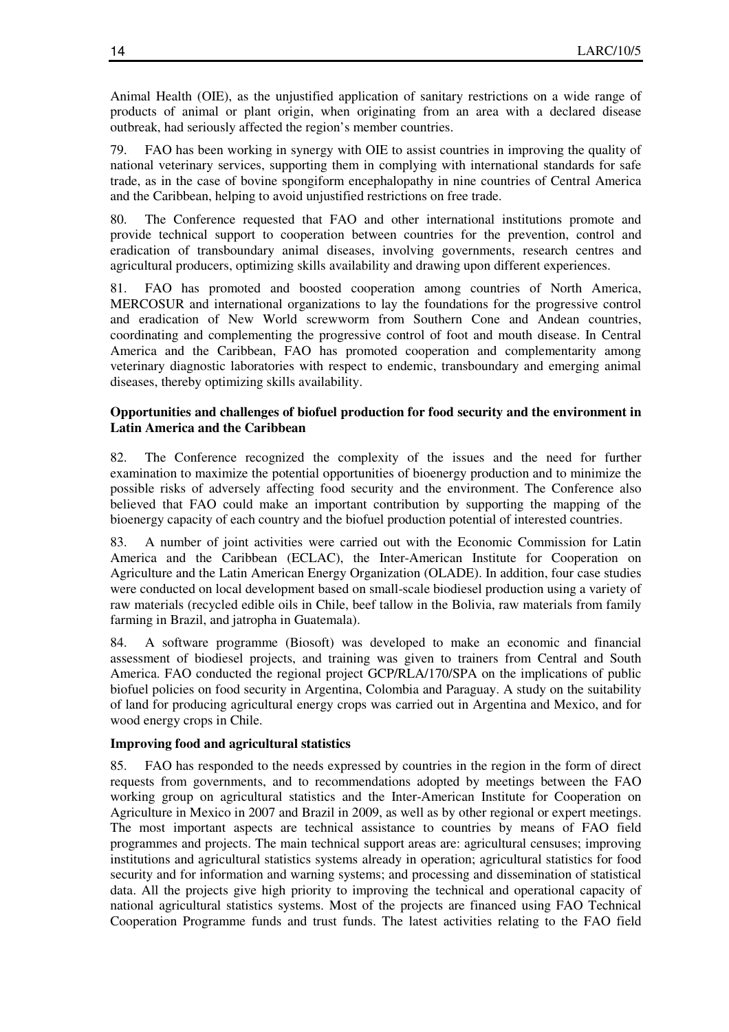Animal Health (OIE), as the unjustified application of sanitary restrictions on a wide range of products of animal or plant origin, when originating from an area with a declared disease outbreak, had seriously affected the region's member countries.

79. FAO has been working in synergy with OIE to assist countries in improving the quality of national veterinary services, supporting them in complying with international standards for safe trade, as in the case of bovine spongiform encephalopathy in nine countries of Central America and the Caribbean, helping to avoid unjustified restrictions on free trade.

80. The Conference requested that FAO and other international institutions promote and provide technical support to cooperation between countries for the prevention, control and eradication of transboundary animal diseases, involving governments, research centres and agricultural producers, optimizing skills availability and drawing upon different experiences.

81. FAO has promoted and boosted cooperation among countries of North America, MERCOSUR and international organizations to lay the foundations for the progressive control and eradication of New World screwworm from Southern Cone and Andean countries, coordinating and complementing the progressive control of foot and mouth disease. In Central America and the Caribbean, FAO has promoted cooperation and complementarity among veterinary diagnostic laboratories with respect to endemic, transboundary and emerging animal diseases, thereby optimizing skills availability.

**Opportunities and challenges of biofuel production for food security and the environment in Latin America and the Caribbean**

82. The Conference recognized the complexity of the issues and the need for further examination to maximize the potential opportunities of bioenergy production and to minimize the possible risks of adversely affecting food security and the environment. The Conference also believed that FAO could make an important contribution by supporting the mapping of the bioenergy capacity of each country and the biofuel production potential of interested countries.

83. A number of joint activities were carried out with the Economic Commission for Latin America and the Caribbean (ECLAC), the Inter-American Institute for Cooperation on Agriculture and the Latin American Energy Organization (OLADE). In addition, four case studies were conducted on local development based on small-scale biodiesel production using a variety of raw materials (recycled edible oils in Chile, beef tallow in the Bolivia, raw materials from family farming in Brazil, and jatropha in Guatemala).

84. A software programme (Biosoft) was developed to make an economic and financial assessment of biodiesel projects, and training was given to trainers from Central and South America. FAO conducted the regional project GCP/RLA/170/SPA on the implications of public biofuel policies on food security in Argentina, Colombia and Paraguay. A study on the suitability of land for producing agricultural energy crops was carried out in Argentina and Mexico, and for wood energy crops in Chile.

**Improving food and agricultural statistics**

85. FAO has responded to the needs expressed by countries in the region in the form of direct requests from governments, and to recommendations adopted by meetings between the FAO working group on agricultural statistics and the Inter-American Institute for Cooperation on Agriculture in Mexico in 2007 and Brazil in 2009, as well as by other regional or expert meetings. The most important aspects are technical assistance to countries by means of FAO field programmes and projects. The main technical support areas are: agricultural censuses; improving institutions and agricultural statistics systems already in operation; agricultural statistics for food security and for information and warning systems; and processing and dissemination of statistical data. All the projects give high priority to improving the technical and operational capacity of national agricultural statistics systems. Most of the projects are financed using FAO Technical Cooperation Programme funds and trust funds. The latest activities relating to the FAO field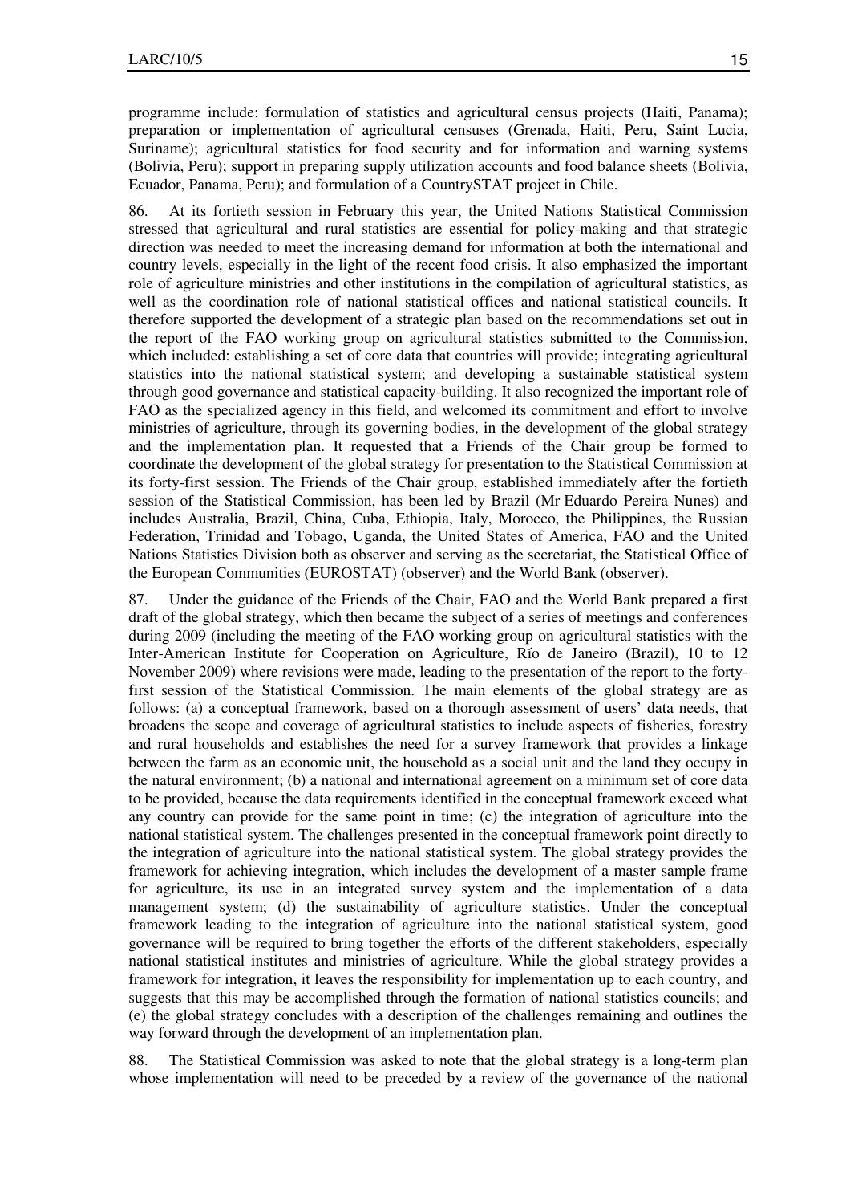programme include: formulation of statistics and agricultural census projects (Haiti, Panama); preparation or implementation of agricultural censuses (Grenada, Haiti, Peru, Saint Lucia, Suriname); agricultural statistics for food security and for information and warning systems (Bolivia, Peru); support in preparing supply utilization accounts and food balance sheets (Bolivia, Ecuador, Panama, Peru); and formulation of a CountrySTAT project in Chile.

86. At its fortieth session in February this year, the United Nations Statistical Commission stressed that agricultural and rural statistics are essential for policy-making and that strategic direction was needed to meet the increasing demand for information at both the international and country levels, especially in the light of the recent food crisis. It also emphasized the important role of agriculture ministries and other institutions in the compilation of agricultural statistics, as well as the coordination role of national statistical offices and national statistical councils. It therefore supported the development of a strategic plan based on the recommendations set out in the report of the FAO working group on agricultural statistics submitted to the Commission, which included: establishing a set of core data that countries will provide; integrating agricultural statistics into the national statistical system; and developing a sustainable statistical system through good governance and statistical capacity-building. It also recognized the important role of FAO as the specialized agency in this field, and welcomed its commitment and effort to involve ministries of agriculture, through its governing bodies, in the development of the global strategy and the implementation plan. It requested that a Friends of the Chair group be formed to coordinate the development of the global strategy for presentation to the Statistical Commission at its forty-first session. The Friends of the Chair group, established immediately after the fortieth session of the Statistical Commission, has been led by Brazil (Mr Eduardo Pereira Nunes) and includes Australia, Brazil, China, Cuba, Ethiopia, Italy, Morocco, the Philippines, the Russian Federation, Trinidad and Tobago, Uganda, the United States of America, FAO and the United Nations Statistics Division both as observer and serving as the secretariat, the Statistical Office of the European Communities (EUROSTAT) (observer) and the World Bank (observer).

87. Under the guidance of the Friends of the Chair, FAO and the World Bank prepared a first draft of the global strategy, which then became the subject of a series of meetings and conferences during 2009 (including the meeting of the FAO working group on agricultural statistics with the Inter-American Institute for Cooperation on Agriculture, Río de Janeiro (Brazil), 10 to 12 November 2009) where revisions were made, leading to the presentation of the report to the forty-first session of the Statistical Commission. The main elements of the global strategy are as follows: (a) a conceptual framework, based on a thorough assessment of users' data needs, that broadens the scope and coverage of agricultural statistics to include aspects of fisheries, forestry and rural households and establishes the need for a survey framework that provides a linkage between the farm as an economic unit, the household as a social unit and the land they occupy in the natural environment; (b) a national and international agreement on a minimum set of core data to be provided, because the data requirements identified in the conceptual framework exceed what any country can provide for the same point in time; (c) the integration of agriculture into the national statistical system. The challenges presented in the conceptual framework point directly to the integration of agriculture into the national statistical system. The global strategy provides the framework for achieving integration, which includes the development of a master sample frame for agriculture, its use in an integrated survey system and the implementation of a data management system; (d) the sustainability of agriculture statistics. Under the conceptual framework leading to the integration of agriculture into the national statistical system, good governance will be required to bring together the efforts of the different stakeholders, especially national statistical institutes and ministries of agriculture. While the global strategy provides a framework for integration, it leaves the responsibility for implementation up to each country, and suggests that this may be accomplished through the formation of national statistics councils; and (e) the global strategy concludes with a description of the challenges remaining and outlines the way forward through the development of an implementation plan.

88. The Statistical Commission was asked to note that the global strategy is a long-term plan whose implementation will need to be preceded by a review of the governance of the national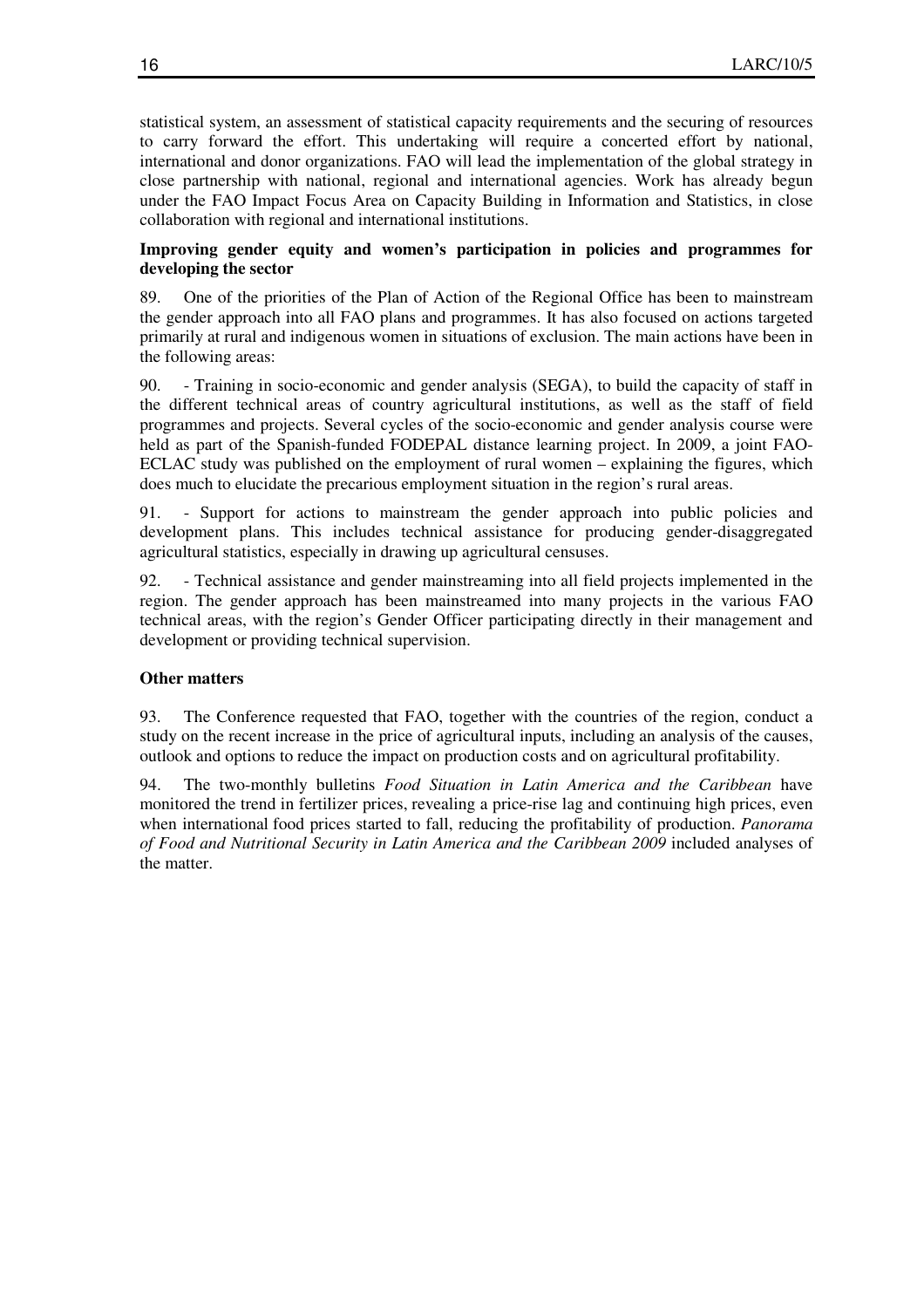statistical system, an assessment of statistical capacity requirements and the securing of resources to carry forward the effort. This undertaking will require a concerted effort by national, international and donor organizations. FAO will lead the implementation of the global strategy in close partnership with national, regional and international agencies. Work has already begun under the FAO Impact Focus Area on Capacity Building in Information and Statistics, in close collaboration with regional and international institutions.

**Improving gender equity and women's participation in policies and programmes for developing the sector**

89. One of the priorities of the Plan of Action of the Regional Office has been to mainstream the gender approach into all FAO plans and programmes. It has also focused on actions targeted primarily at rural and indigenous women in situations of exclusion. The main actions have been in the following areas:

90. - Training in socio-economic and gender analysis (SEGA), to build the capacity of staff in the different technical areas of country agricultural institutions, as well as the staff of field programmes and projects. Several cycles of the socio-economic and gender analysis course were held as part of the Spanish-funded FODEPAL distance learning project. In 2009, a joint FAO-ECLAC study was published on the employment of rural women – explaining the figures, which does much to elucidate the precarious employment situation in the region's rural areas.

91. - Support for actions to mainstream the gender approach into public policies and development plans. This includes technical assistance for producing gender-disaggregated agricultural statistics, especially in drawing up agricultural censuses.

92. - Technical assistance and gender mainstreaming into all field projects implemented in the region. The gender approach has been mainstreamed into many projects in the various FAO technical areas, with the region's Gender Officer participating directly in their management and development or providing technical supervision.

**Other matters**

93. The Conference requested that FAO, together with the countries of the region, conduct a study on the recent increase in the price of agricultural inputs, including an analysis of the causes, outlook and options to reduce the impact on production costs and on agricultural profitability.

94. The two-monthly bulletins *Food Situation in Latin America and the Caribbean* have monitored the trend in fertilizer prices, revealing a price-rise lag and continuing high prices, even when international food prices started to fall, reducing the profitability of production. *Panorama of Food and Nutritional Security in Latin America and the Caribbean 2009* included analyses of the matter.